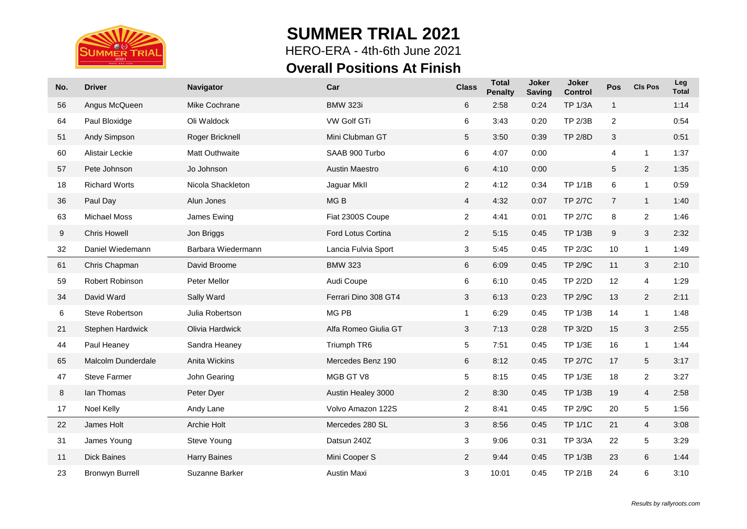# SUMMER TRIAL 2021

HERO-ERA - 4th-6th June 2021

## Overall Positions At Finish

| No. | Driver | Navigator | Car | Class | Total Penalty | Joker Saving | Joker Control | Pos | Cls Pos | Leg Total |
|---|---|---|---|---|---|---|---|---|---|---|
| 56 | Angus McQueen | Mike Cochrane | BMW 323i | 6 | 2:58 | 0:24 | TP 1/3A | 1 | | 1:14 |
| 64 | Paul Bloxidge | Oli Waldock | VW Golf GTi | 6 | 3:43 | 0:20 | TP 2/3B | 2 | | 0:54 |
| 51 | Andy Simpson | Roger Bricknell | Mini Clubman GT | 5 | 3:50 | 0:39 | TP 2/8D | 3 | | 0:51 |
| 60 | Alistair Leckie | Matt Outhwaite | SAAB 900 Turbo | 6 | 4:07 | 0:00 | | 4 | 1 | 1:37 |
| 57 | Pete Johnson | Jo Johnson | Austin Maestro | 6 | 4:10 | 0:00 | | 5 | 2 | 1:35 |
| 18 | Richard Worts | Nicola Shackleton | Jaguar MkII | 2 | 4:12 | 0:34 | TP 1/1B | 6 | 1 | 0:59 |
| 36 | Paul Day | Alun Jones | MG B | 4 | 4:32 | 0:07 | TP 2/7C | 7 | 1 | 1:40 |
| 63 | Michael Moss | James Ewing | Fiat 2300S Coupe | 2 | 4:41 | 0:01 | TP 2/7C | 8 | 2 | 1:46 |
| 9 | Chris Howell | Jon Briggs | Ford Lotus Cortina | 2 | 5:15 | 0:45 | TP 1/3B | 9 | 3 | 2:32 |
| 32 | Daniel Wiedemann | Barbara Wiedermann | Lancia Fulvia Sport | 3 | 5:45 | 0:45 | TP 2/3C | 10 | 1 | 1:49 |
| 61 | Chris Chapman | David Broome | BMW 323 | 6 | 6:09 | 0:45 | TP 2/9C | 11 | 3 | 2:10 |
| 59 | Robert Robinson | Peter Mellor | Audi Coupe | 6 | 6:10 | 0:45 | TP 2/2D | 12 | 4 | 1:29 |
| 34 | David Ward | Sally Ward | Ferrari Dino 308 GT4 | 3 | 6:13 | 0:23 | TP 2/9C | 13 | 2 | 2:11 |
| 6 | Steve Robertson | Julia Robertson | MG PB | 1 | 6:29 | 0:45 | TP 1/3B | 14 | 1 | 1:48 |
| 21 | Stephen Hardwick | Olivia Hardwick | Alfa Romeo Giulia GT | 3 | 7:13 | 0:28 | TP 3/2D | 15 | 3 | 2:55 |
| 44 | Paul Heaney | Sandra Heaney | Triumph TR6 | 5 | 7:51 | 0:45 | TP 1/3E | 16 | 1 | 1:44 |
| 65 | Malcolm Dunderdale | Anita Wickins | Mercedes Benz 190 | 6 | 8:12 | 0:45 | TP 2/7C | 17 | 5 | 3:17 |
| 47 | Steve Farmer | John Gearing | MGB GT V8 | 5 | 8:15 | 0:45 | TP 1/3E | 18 | 2 | 3:27 |
| 8 | Ian Thomas | Peter Dyer | Austin Healey 3000 | 2 | 8:30 | 0:45 | TP 1/3B | 19 | 4 | 2:58 |
| 17 | Noel Kelly | Andy Lane | Volvo Amazon 122S | 2 | 8:41 | 0:45 | TP 2/9C | 20 | 5 | 1:56 |
| 22 | James Holt | Archie Holt | Mercedes 280 SL | 3 | 8:56 | 0:45 | TP 1/1C | 21 | 4 | 3:08 |
| 31 | James Young | Steve Young | Datsun 240Z | 3 | 9:06 | 0:31 | TP 3/3A | 22 | 5 | 3:29 |
| 11 | Dick Baines | Harry Baines | Mini Cooper S | 2 | 9:44 | 0:45 | TP 1/3B | 23 | 6 | 1:44 |
| 23 | Bronwyn Burrell | Suzanne Barker | Austin Maxi | 3 | 10:01 | 0:45 | TP 2/1B | 24 | 6 | 3:10 |

*Results by rallyroots.com*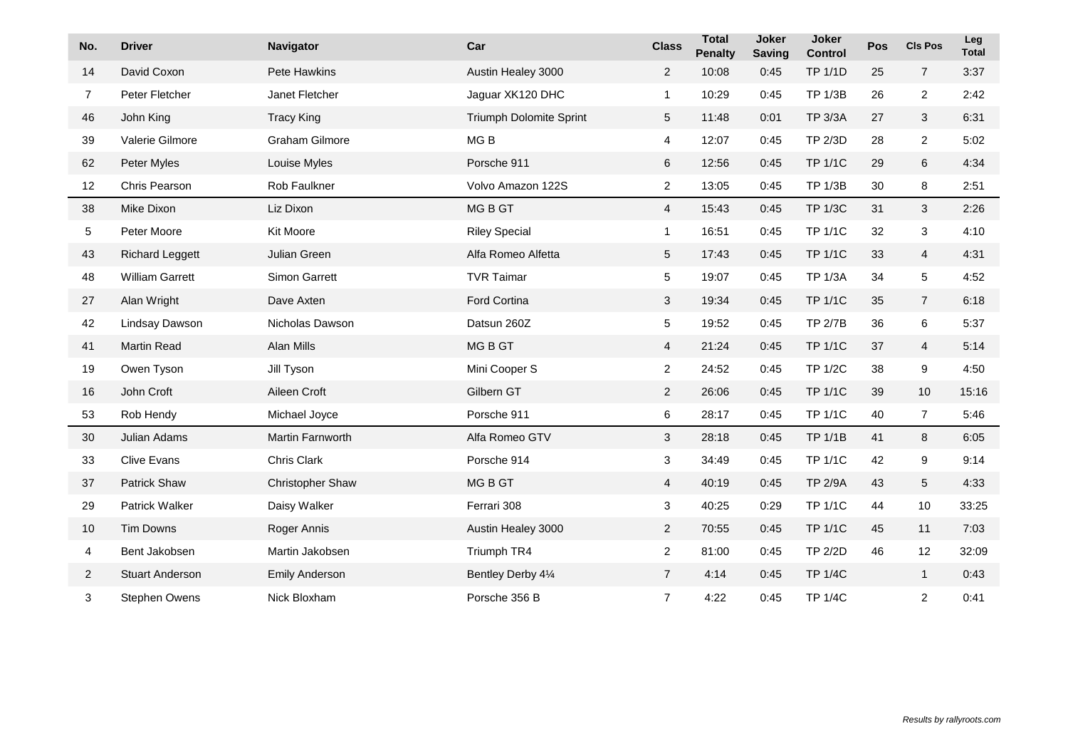| No. | Driver | Navigator | Car | Class | Total Penalty | Joker Saving | Joker Control | Pos | Cls Pos | Leg Total |
|---|---|---|---|---|---|---|---|---|---|---|
| 14 | David Coxon | Pete Hawkins | Austin Healey 3000 | 2 | 10:08 | 0:45 | TP 1/1D | 25 | 7 | 3:37 |
| 7 | Peter Fletcher | Janet Fletcher | Jaguar XK120 DHC | 1 | 10:29 | 0:45 | TP 1/3B | 26 | 2 | 2:42 |
| 46 | John King | Tracy King | Triumph Dolomite Sprint | 5 | 11:48 | 0:01 | TP 3/3A | 27 | 3 | 6:31 |
| 39 | Valerie Gilmore | Graham Gilmore | MG B | 4 | 12:07 | 0:45 | TP 2/3D | 28 | 2 | 5:02 |
| 62 | Peter Myles | Louise Myles | Porsche 911 | 6 | 12:56 | 0:45 | TP 1/1C | 29 | 6 | 4:34 |
| 12 | Chris Pearson | Rob Faulkner | Volvo Amazon 122S | 2 | 13:05 | 0:45 | TP 1/3B | 30 | 8 | 2:51 |
| 38 | Mike Dixon | Liz Dixon | MG B GT | 4 | 15:43 | 0:45 | TP 1/3C | 31 | 3 | 2:26 |
| 5 | Peter Moore | Kit Moore | Riley Special | 1 | 16:51 | 0:45 | TP 1/1C | 32 | 3 | 4:10 |
| 43 | Richard Leggett | Julian Green | Alfa Romeo Alfetta | 5 | 17:43 | 0:45 | TP 1/1C | 33 | 4 | 4:31 |
| 48 | William Garrett | Simon Garrett | TVR Taimar | 5 | 19:07 | 0:45 | TP 1/3A | 34 | 5 | 4:52 |
| 27 | Alan Wright | Dave Axten | Ford Cortina | 3 | 19:34 | 0:45 | TP 1/1C | 35 | 7 | 6:18 |
| 42 | Lindsay Dawson | Nicholas Dawson | Datsun 260Z | 5 | 19:52 | 0:45 | TP 2/7B | 36 | 6 | 5:37 |
| 41 | Martin Read | Alan Mills | MG B GT | 4 | 21:24 | 0:45 | TP 1/1C | 37 | 4 | 5:14 |
| 19 | Owen Tyson | Jill Tyson | Mini Cooper S | 2 | 24:52 | 0:45 | TP 1/2C | 38 | 9 | 4:50 |
| 16 | John Croft | Aileen Croft | Gilbern GT | 2 | 26:06 | 0:45 | TP 1/1C | 39 | 10 | 15:16 |
| 53 | Rob Hendy | Michael Joyce | Porsche 911 | 6 | 28:17 | 0:45 | TP 1/1C | 40 | 7 | 5:46 |
| 30 | Julian Adams | Martin Farnworth | Alfa Romeo GTV | 3 | 28:18 | 0:45 | TP 1/1B | 41 | 8 | 6:05 |
| 33 | Clive Evans | Chris Clark | Porsche 914 | 3 | 34:49 | 0:45 | TP 1/1C | 42 | 9 | 9:14 |
| 37 | Patrick Shaw | Christopher Shaw | MG B GT | 4 | 40:19 | 0:45 | TP 2/9A | 43 | 5 | 4:33 |
| 29 | Patrick Walker | Daisy Walker | Ferrari 308 | 3 | 40:25 | 0:29 | TP 1/1C | 44 | 10 | 33:25 |
| 10 | Tim Downs | Roger Annis | Austin Healey 3000 | 2 | 70:55 | 0:45 | TP 1/1C | 45 | 11 | 7:03 |
| 4 | Bent Jakobsen | Martin Jakobsen | Triumph TR4 | 2 | 81:00 | 0:45 | TP 2/2D | 46 | 12 | 32:09 |
| 2 | Stuart Anderson | Emily Anderson | Bentley Derby 4¼ | 7 | 4:14 | 0:45 | TP 1/4C | | 1 | 0:43 |
| 3 | Stephen Owens | Nick Bloxham | Porsche 356 B | 7 | 4:22 | 0:45 | TP 1/4C | | 2 | 0:41 |

*Results by rallyroots.com*